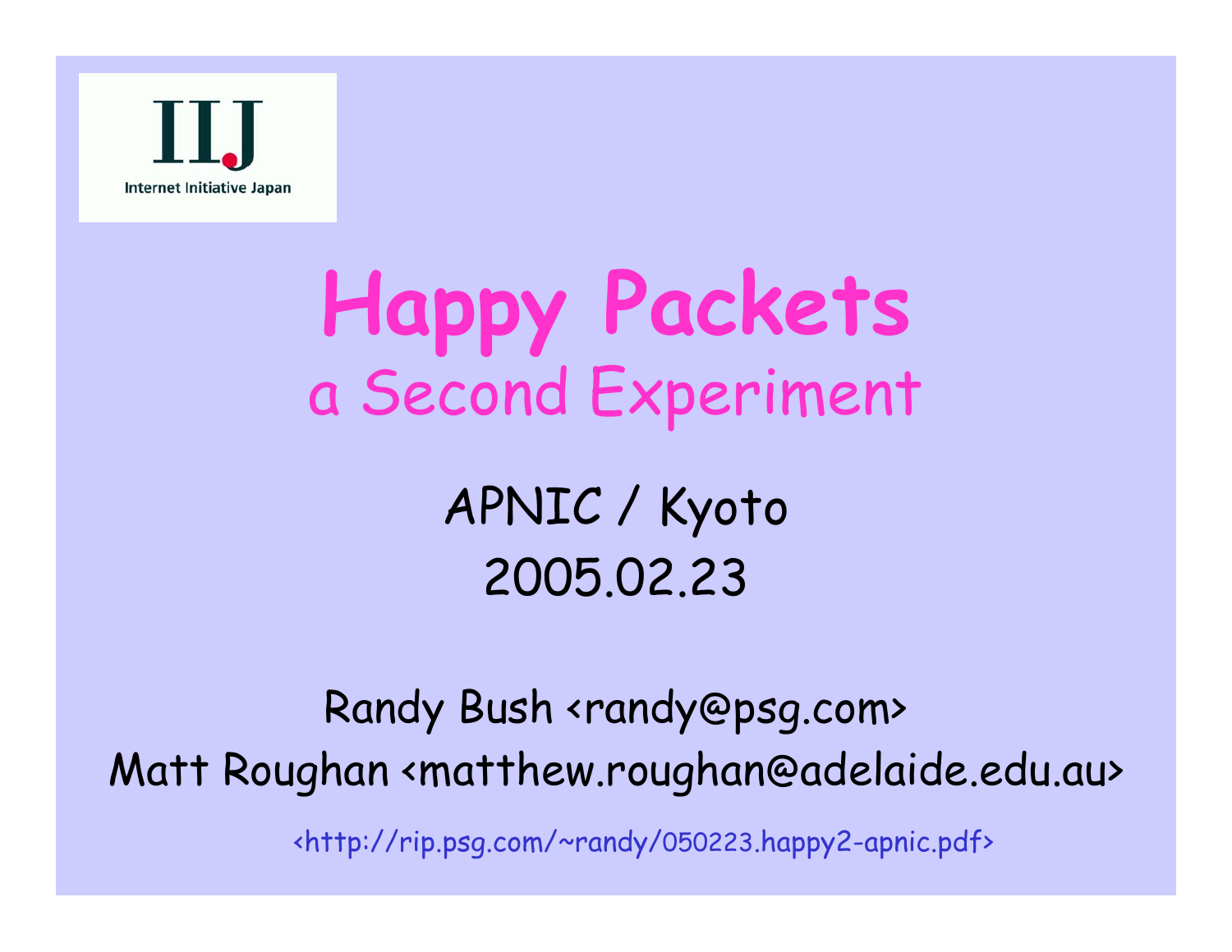IIJ

Internet Initiative Japan

# Happy Packets

## a Second Experiment

APNIC / Kyoto

2005.02.23

Randy Bush <randy@psg.com>

Matt Roughan <matthew.roughan@adelaide.edu.au>

<http://rip.psg.com/~randy/050223.happy2-apnic.pdf>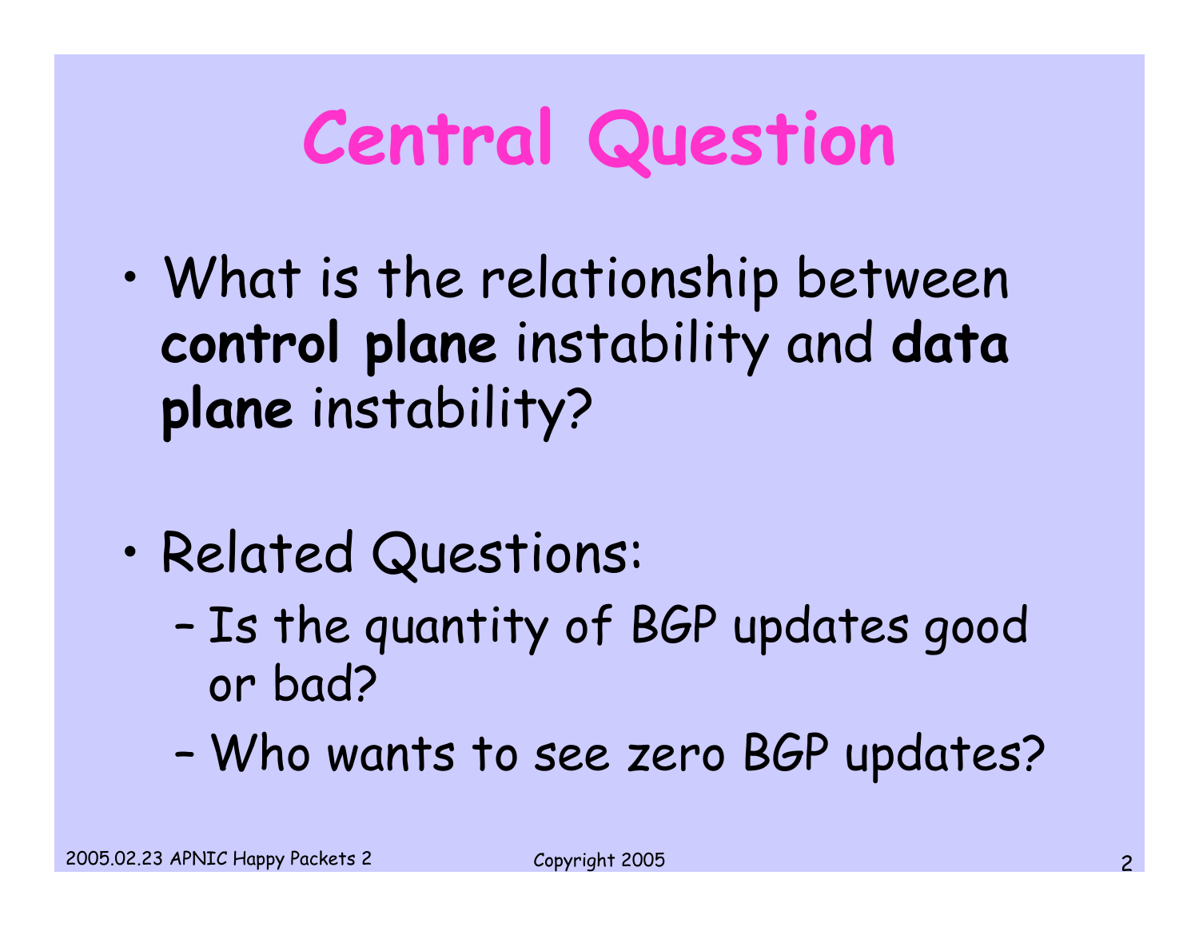# Central Question

- What is the relationship between **control plane** instability and **data plane** instability?

- Related Questions:
  - Is the quantity of BGP updates good or bad?
  - Who wants to see zero BGP updates?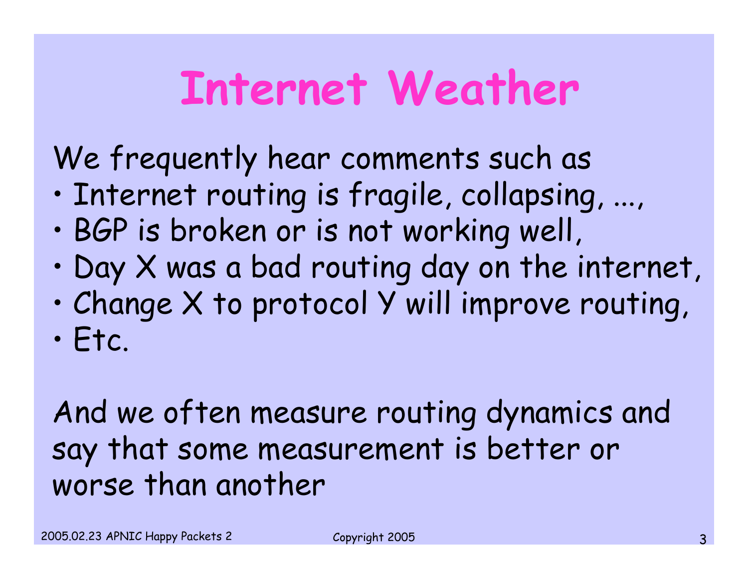# Internet Weather

We frequently hear comments such as

- Internet routing is fragile, collapsing, ...,
- BGP is broken or is not working well,
- Day X was a bad routing day on the internet,
- Change X to protocol Y will improve routing,
- Etc.

And we often measure routing dynamics and say that some measurement is better or worse than another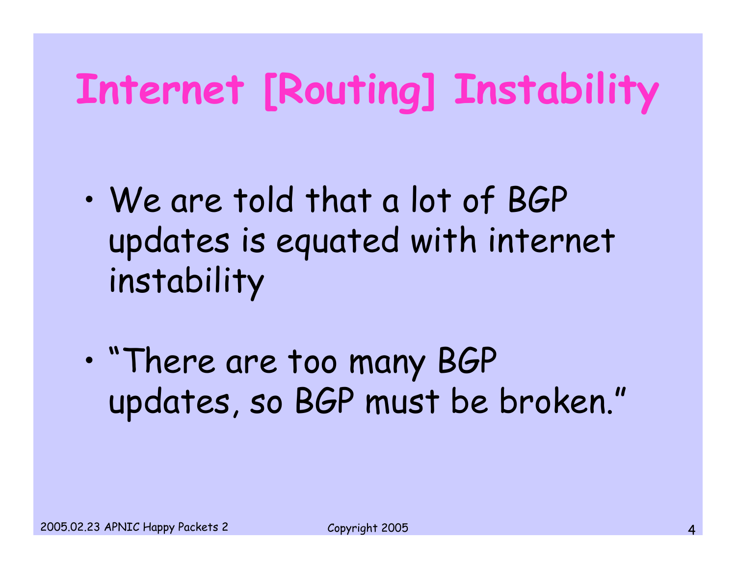# Internet [Routing] Instability

- We are told that a lot of BGP updates is equated with internet instability

- "There are too many BGP updates, so BGP must be broken."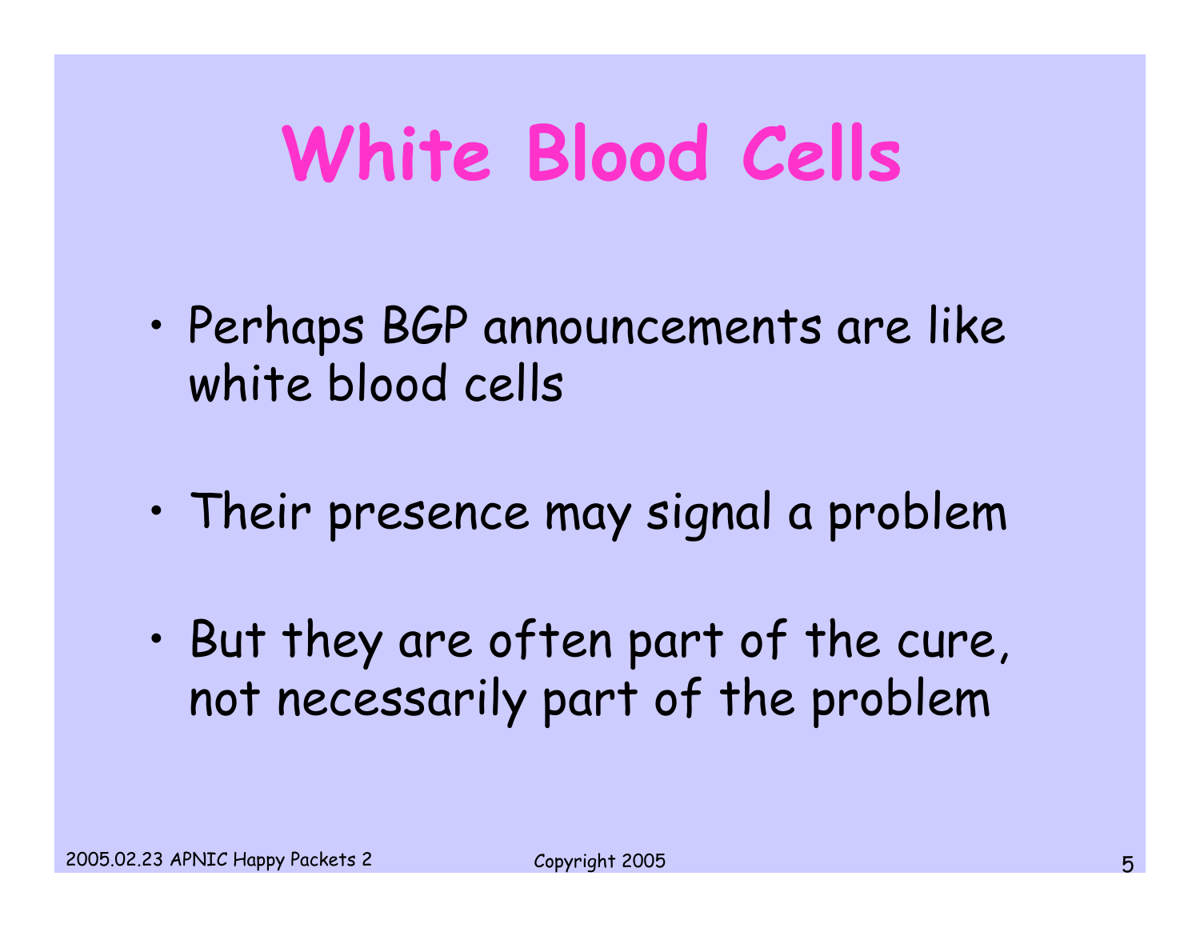# White Blood Cells

- Perhaps BGP announcements are like white blood cells
- Their presence may signal a problem
- But they are often part of the cure, not necessarily part of the problem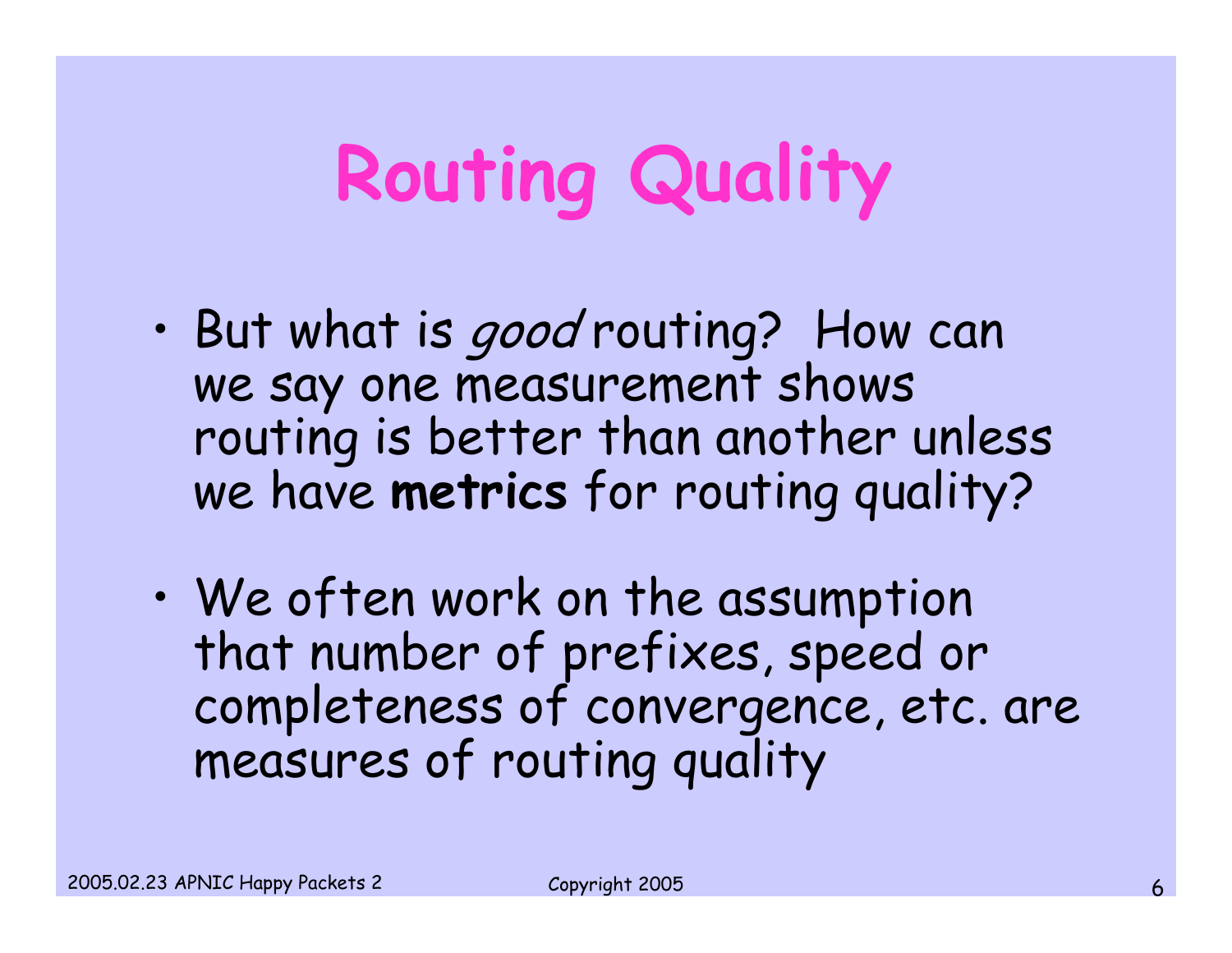# Routing Quality

- But what is *good* routing? How can we say one measurement shows routing is better than another unless we have **metrics** for routing quality?
- We often work on the assumption that number of prefixes, speed or completeness of convergence, etc. are measures of routing quality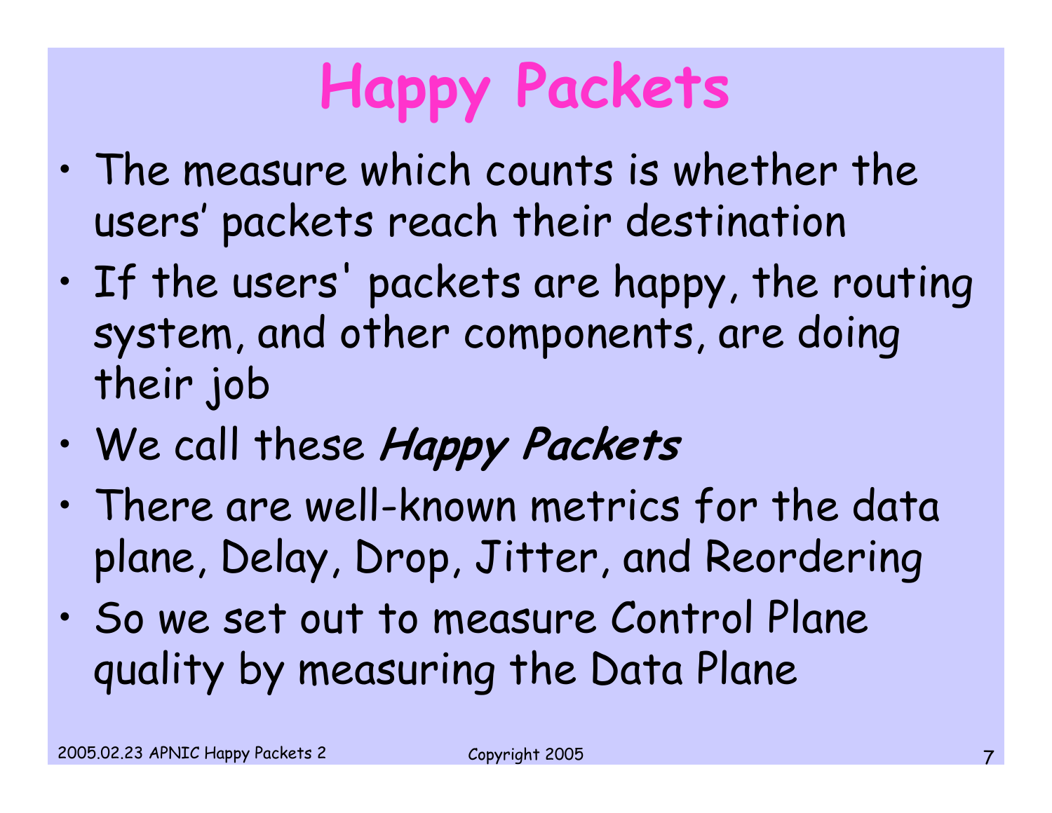# Happy Packets

- The measure which counts is whether the users' packets reach their destination
- If the users' packets are happy, the routing system, and other components, are doing their job
- We call these ***Happy Packets***
- There are well-known metrics for the data plane, Delay, Drop, Jitter, and Reordering
- So we set out to measure Control Plane quality by measuring the Data Plane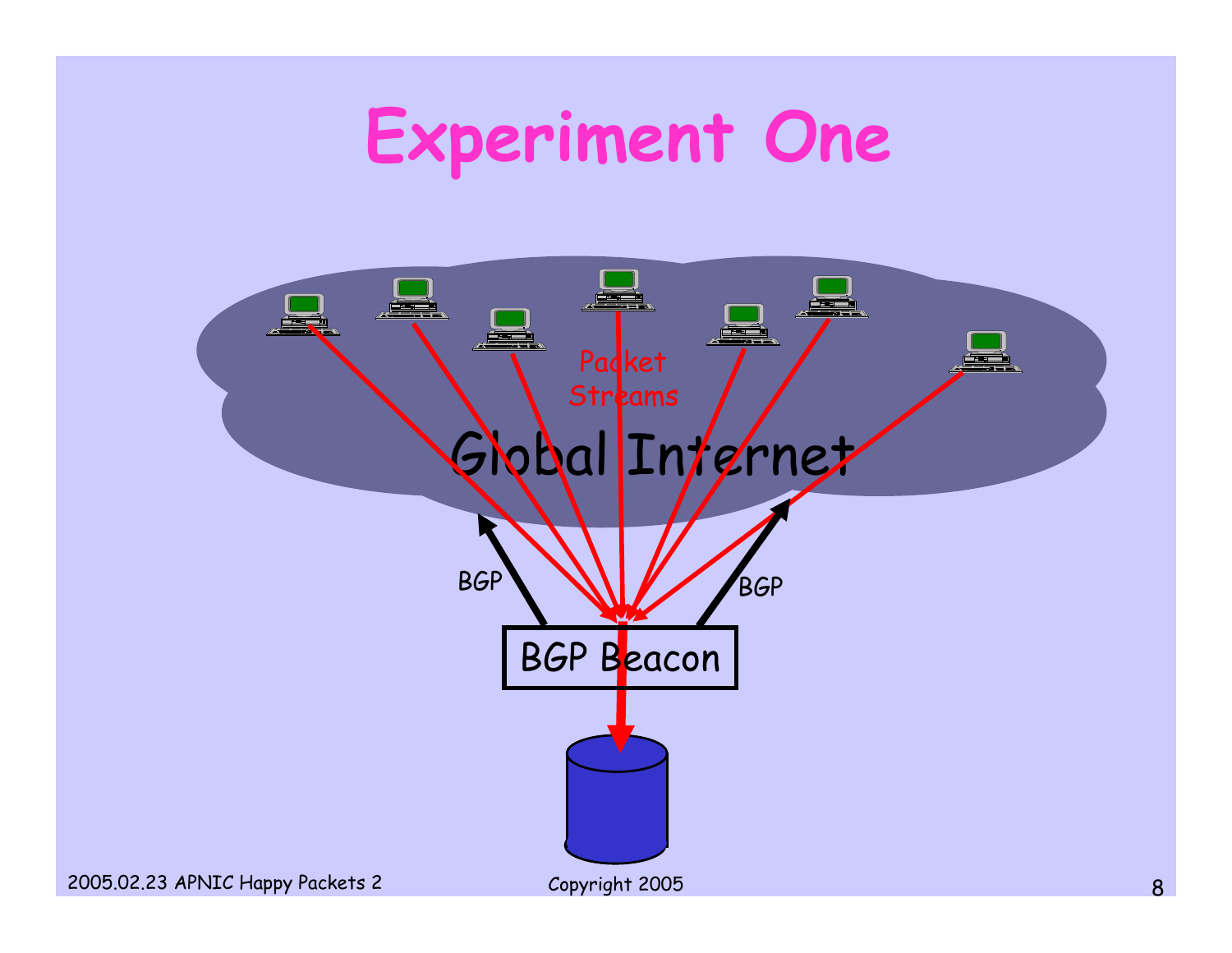# Experiment One

Packet Streams

Global Internet

BGP

BGP

BGP Beacon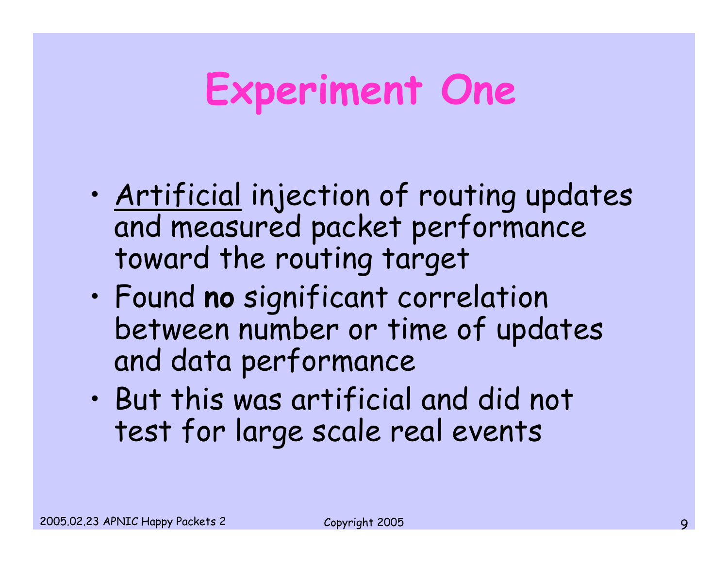# Experiment One

- <u>Artificial</u> injection of routing updates and measured packet performance toward the routing target
- Found **no** significant correlation between number or time of updates and data performance
- But this was artificial and did not test for large scale real events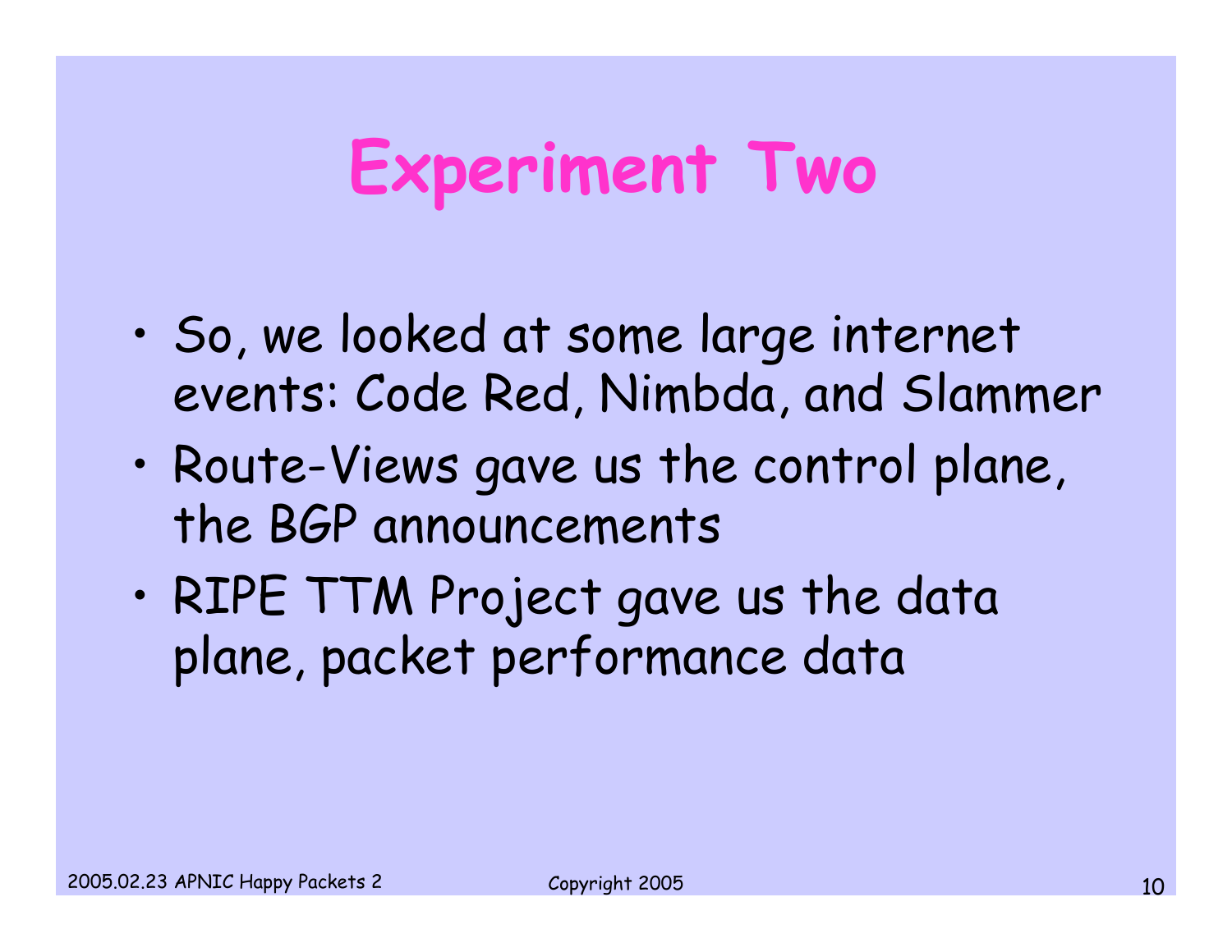# Experiment Two

- So, we looked at some large internet events: Code Red, Nimbda, and Slammer
- Route-Views gave us the control plane, the BGP announcements
- RIPE TTM Project gave us the data plane, packet performance data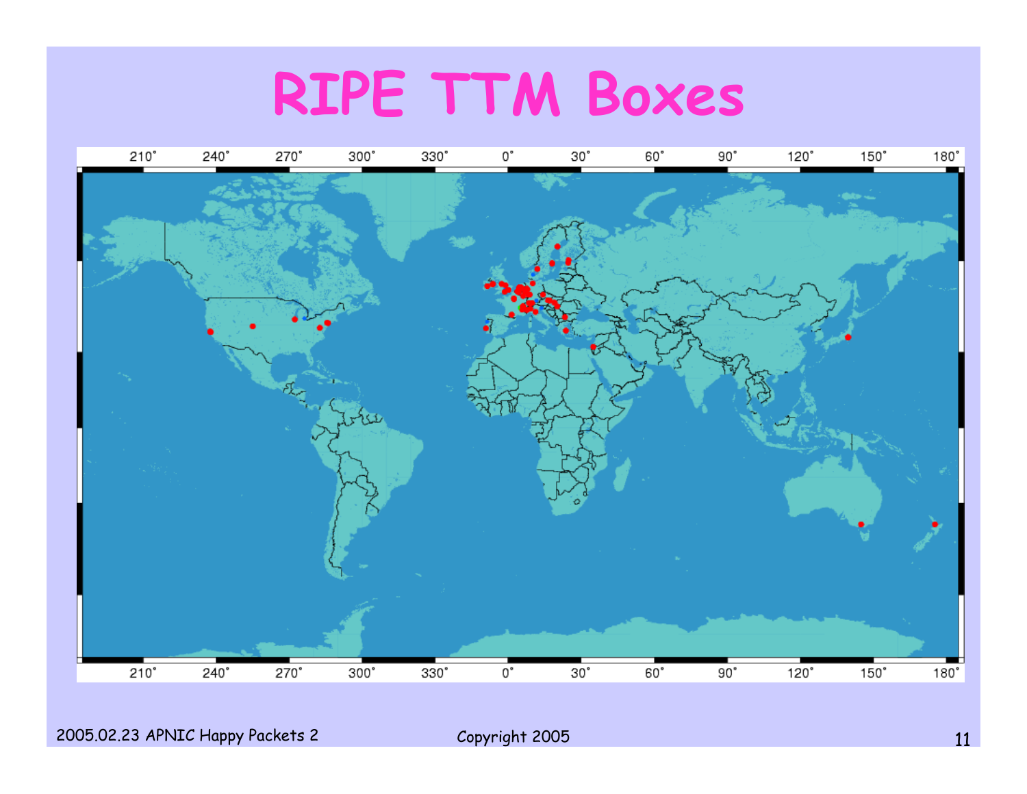# RIPE TTM Boxes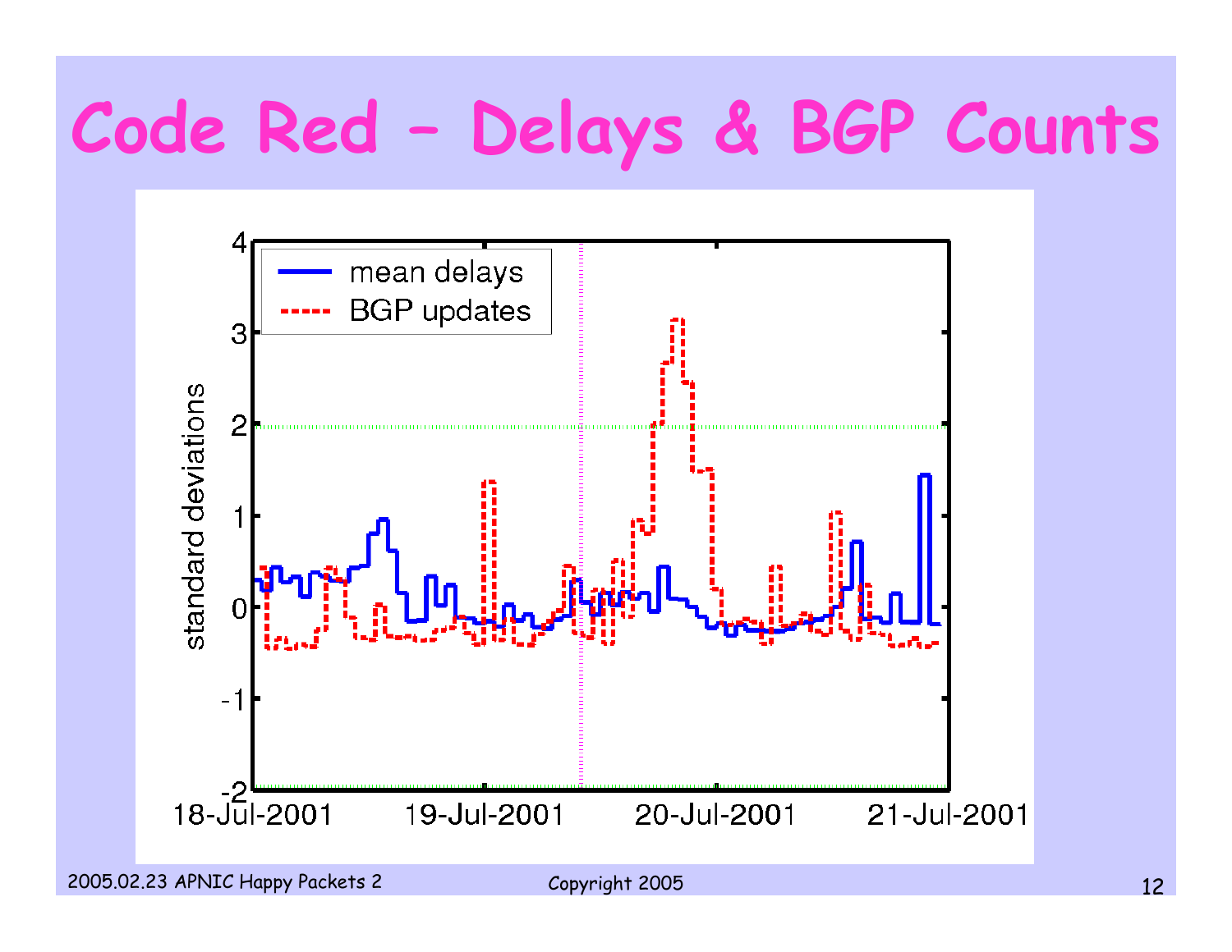# Code Red - Delays & BGP Counts

standard deviations

mean delays

BGP updates

4
3
2
1
0
-1
-2

18-Jul-2001 19-Jul-2001 20-Jul-2001 21-Jul-2001

2005.02.23 APNIC Happy Packets 2

Copyright 2005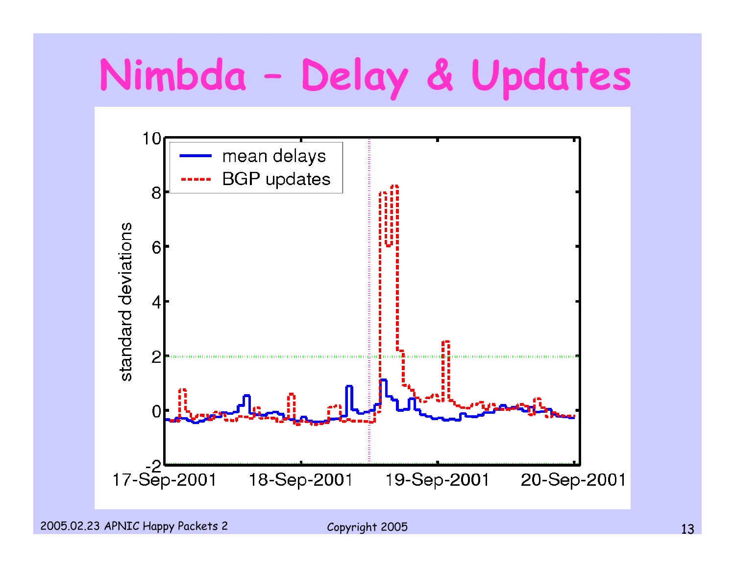# Nimbda – Delay & Updates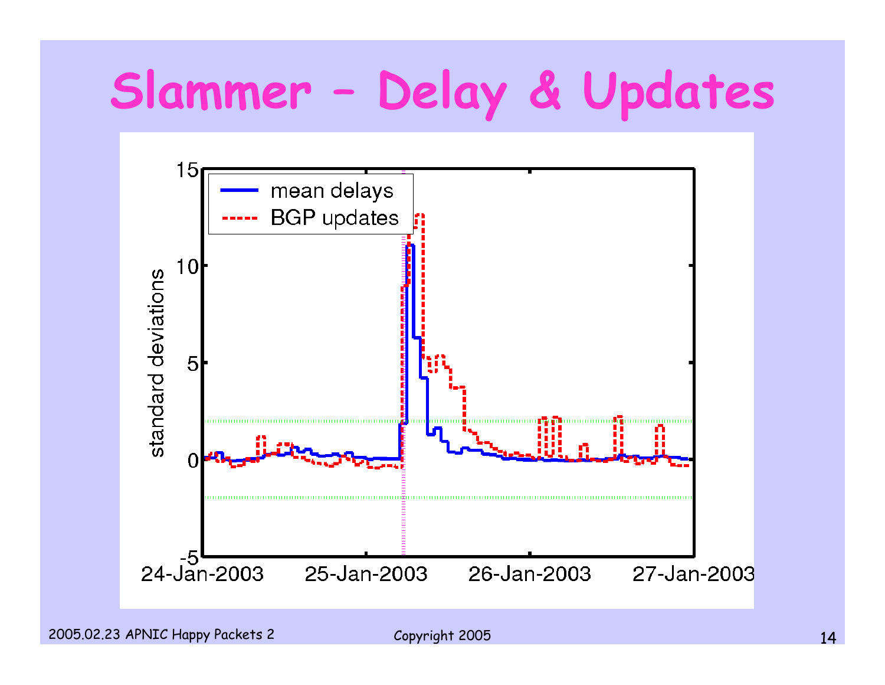# Slammer – Delay & Updates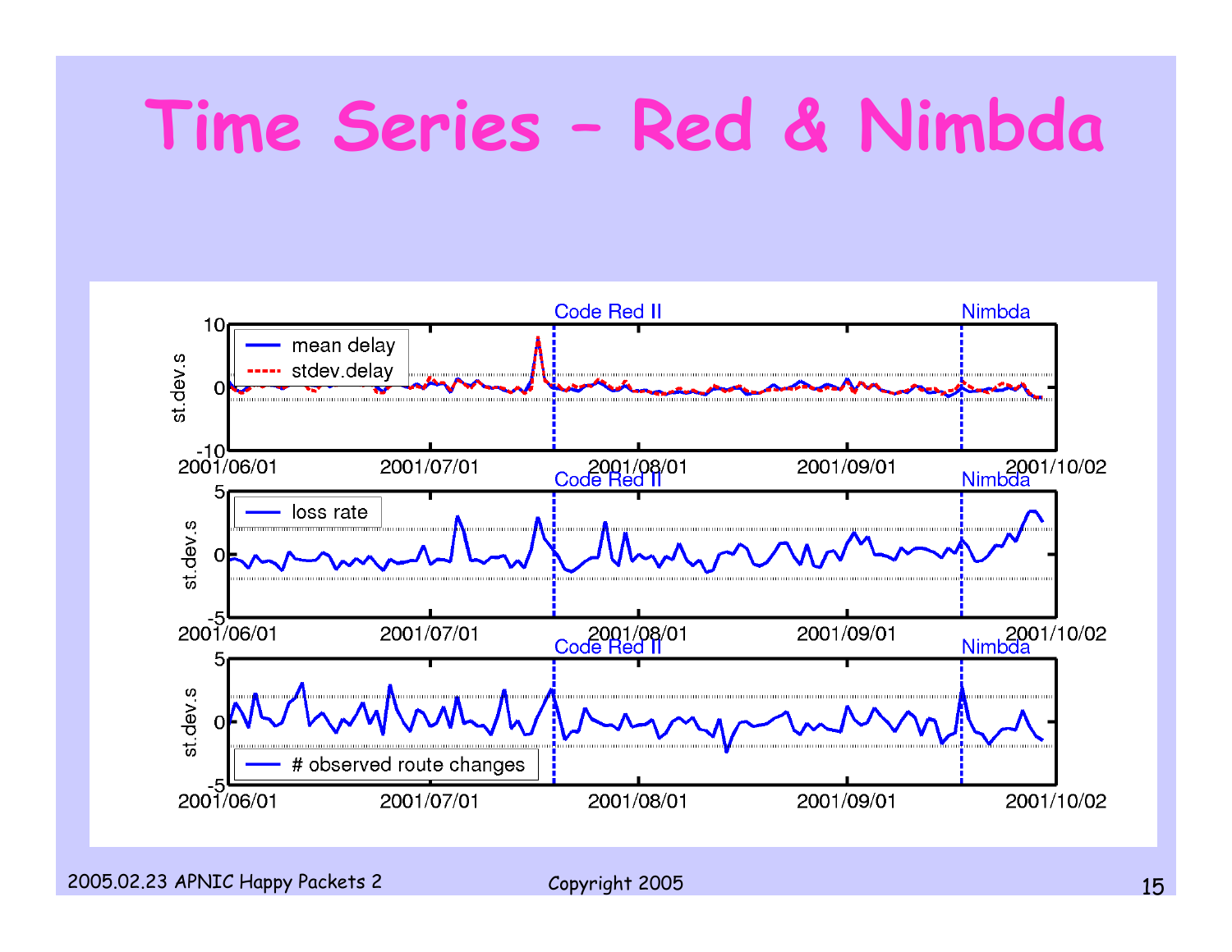# Time Series – Red & Nimbda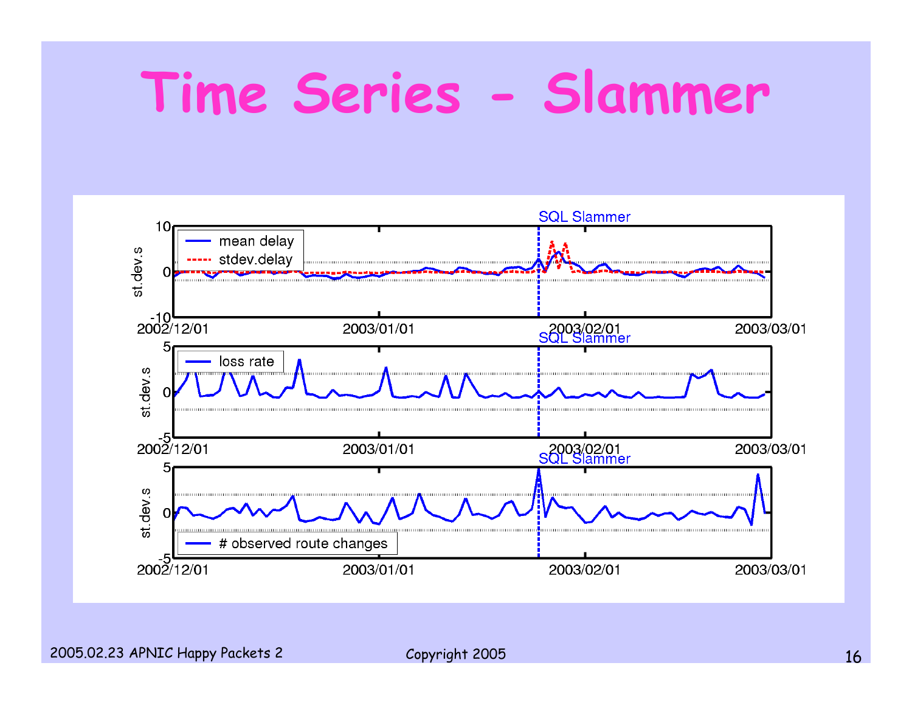# Time Series - Slammer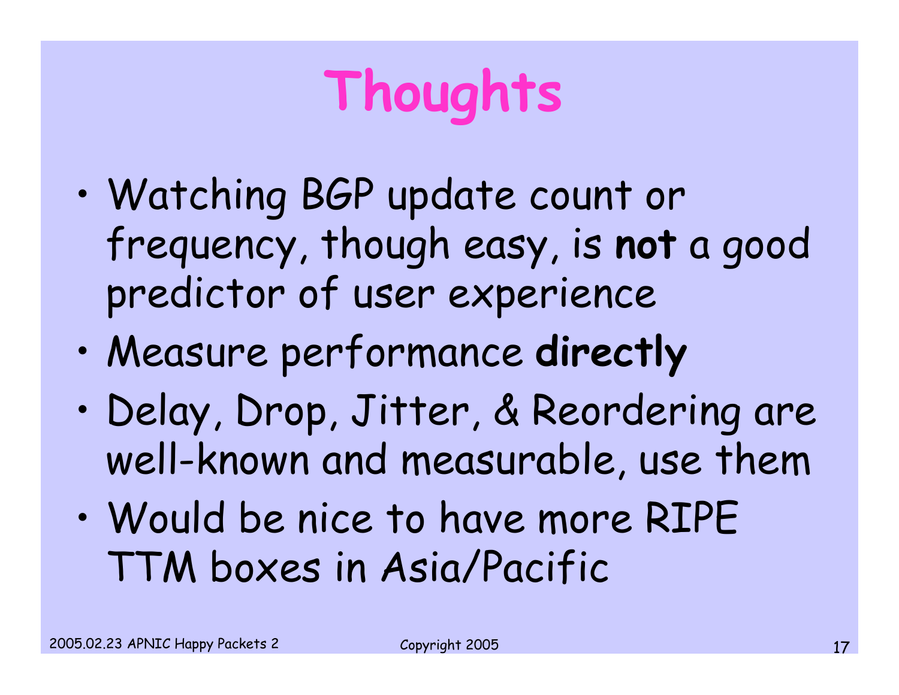# Thoughts

- Watching BGP update count or frequency, though easy, is **not** a good predictor of user experience
- Measure performance **directly**
- Delay, Drop, Jitter, & Reordering are well-known and measurable, use them
- Would be nice to have more RIPE TTM boxes in Asia/Pacific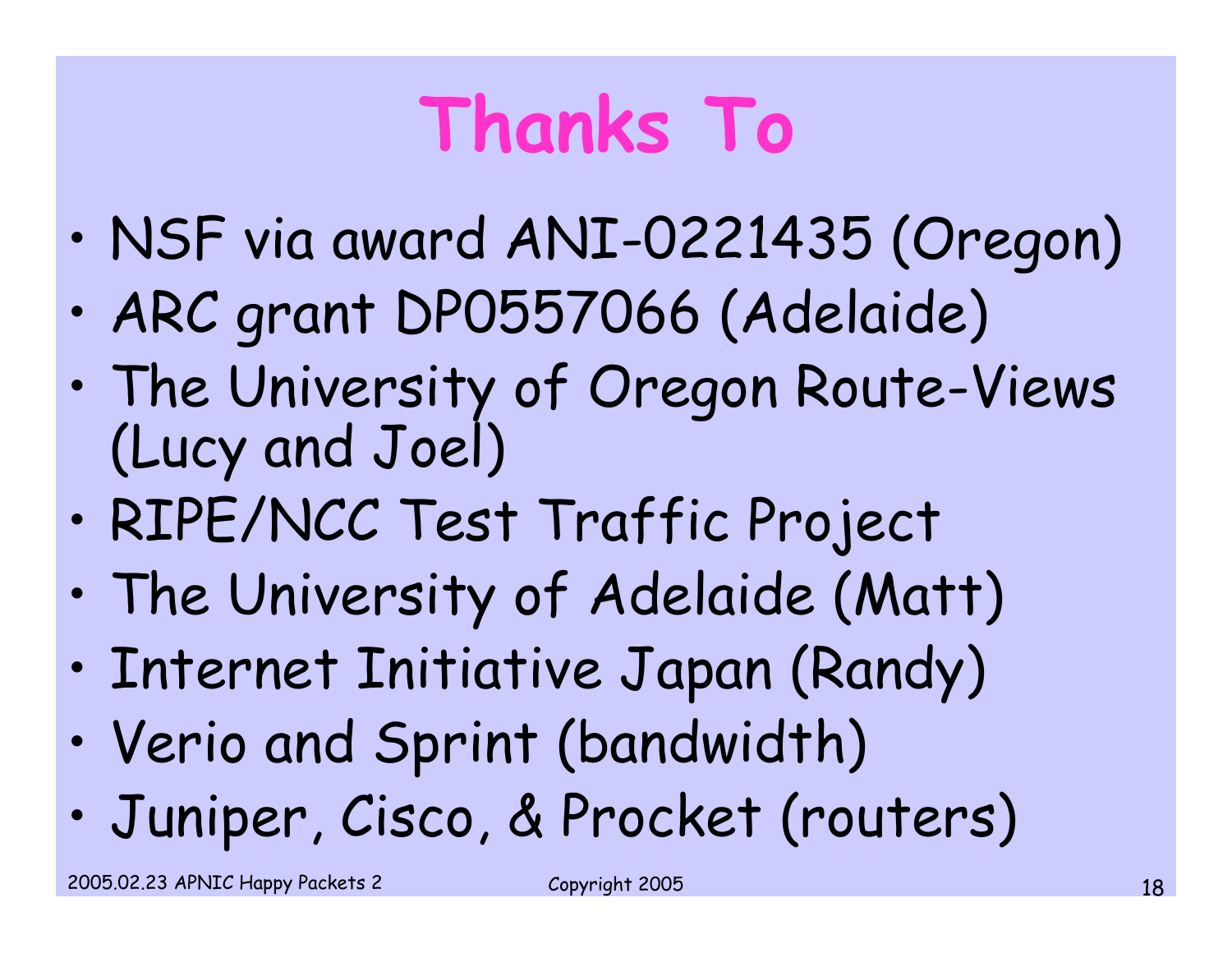# Thanks To

- NSF via award ANI-0221435 (Oregon)
- ARC grant DP0557066 (Adelaide)
- The University of Oregon Route-Views (Lucy and Joel)
- RIPE/NCC Test Traffic Project
- The University of Adelaide (Matt)
- Internet Initiative Japan (Randy)
- Verio and Sprint (bandwidth)
- Juniper, Cisco, & Procket (routers)